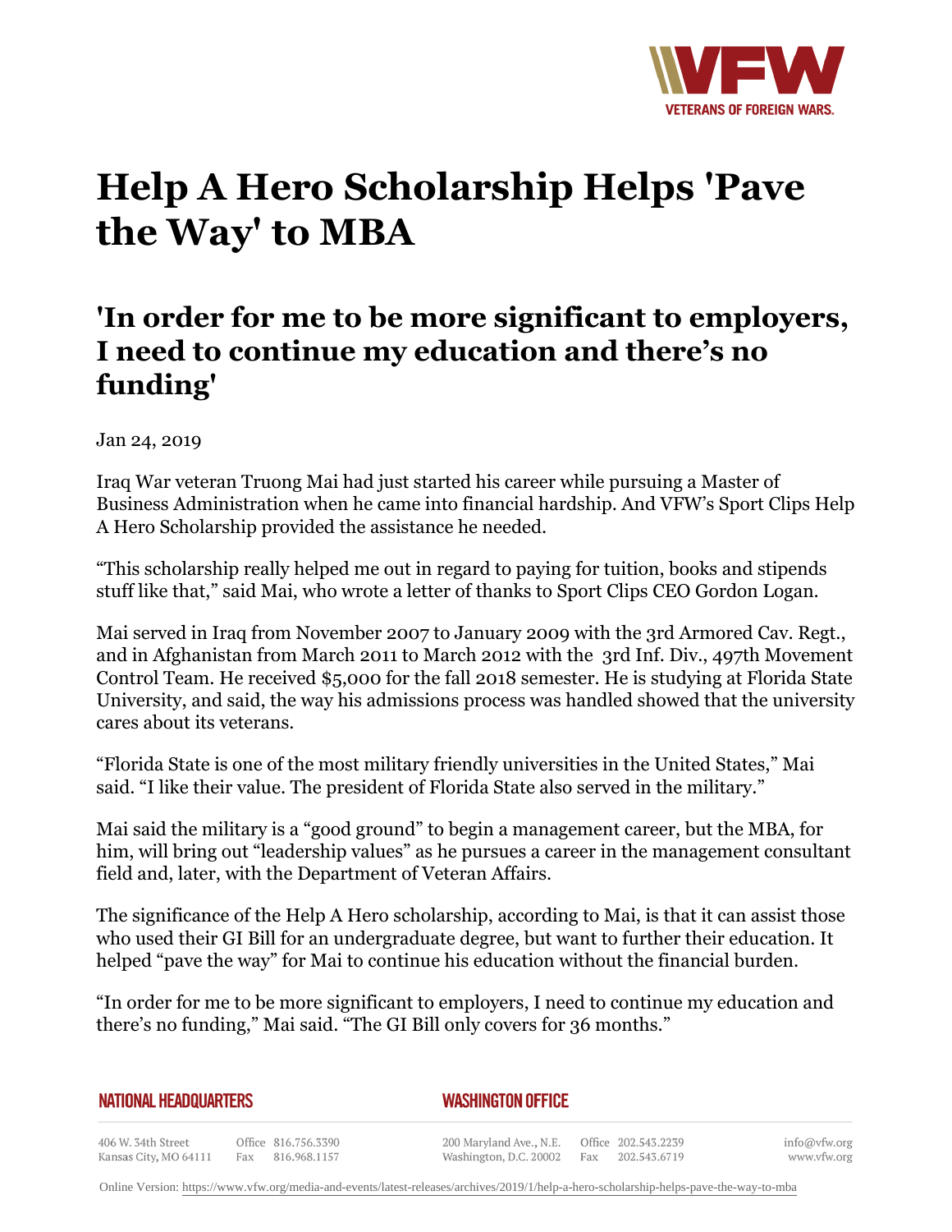# Help A Hero Scholarship Helps 'Pave the Way' to MBA

## 'In order for me to be more significant to employers, I need to continue my education and there's no funding'

Jan 24, 2019

Iraq War veteran Truong Mai had just started his career while pursuing a Master of Business Administration when he came into financial hardship. And VFW's Sport Clips Help A Hero Scholarship provided the assistance he needed.

"This scholarship really helped me out in regard to paying for tuition, books and stipends stuff like that," said Mai, who wrote a letter of thanks to Sport Clips CEO Gordon Logan.

Mai served in Iraq from November 2007 to January 2009 with the 3rd Armored Cav. Regt., and in Afghanistan from March 2011 to March 2012 with the 3rd Inf. Div., 497th Movement Control Team. He received $5,000 for the fall 2018 semester. He is studying at Florida State University, and said, the way his admissions process was handled showed that the university cares about its veterans.

"Florida State is one of the most military friendly universities in the United States," Mai said. "I like their value. The president of Florida State also served in the military."

Mai said the military is a "good ground" to begin a management career, but the MBA, for him, will bring out "leadership values" as he pursues a career in the management consultant field and, later, with the Department of Veteran Affairs.

The significance of the Help A Hero scholarship, according to Mai, is that it can assist those who used their GI Bill for an undergraduate degree, but want to further their education. It helped "pave the way" for Mai to continue his education without the financial burden.

"In order for me to be more significant to employers, I need to continue my education and there's no funding," Mai said. "The GI Bill only covers for 36 months."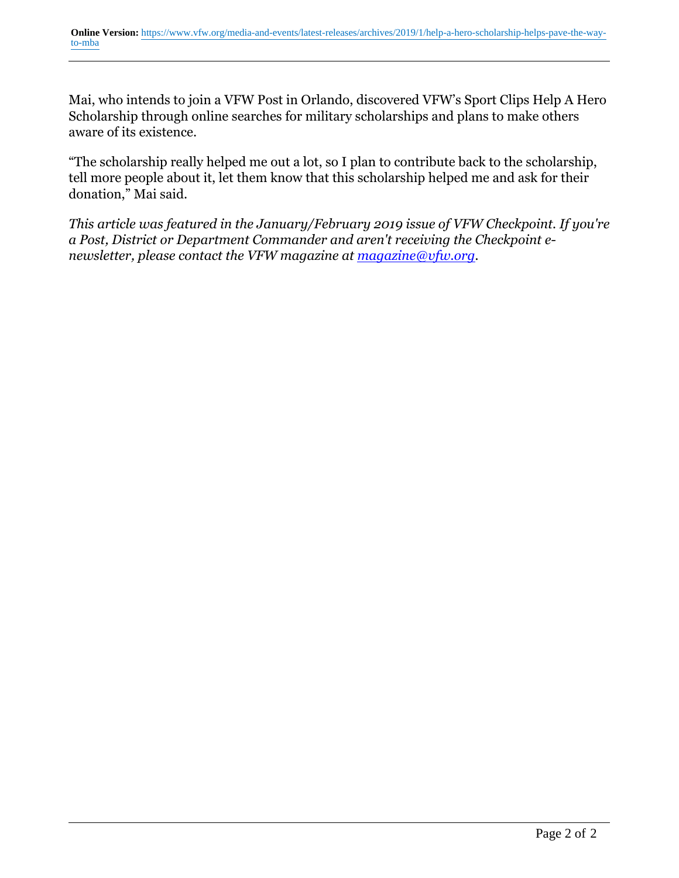Mai, who intends to join a VFW Post in Orlando, discovered VFW's Sport Clips Help A Hero Scholarship through online searches for military scholarships and plans to make others aware of its existence.

"The scholarship really helped me out a lot, so I plan to contribute back to the scholarship, tell more people about it, let them know that this scholarship helped me and ask for their donation," Mai said.

*This article was featured in the January/February 2019 issue of VFW Checkpoint. If you're a Post, District or Department Commander and aren't receiving the Checkpoint e-newsletter, please contact the VFW magazine at [magazine@vfw.org](mailto:magazine@vfw.org).*